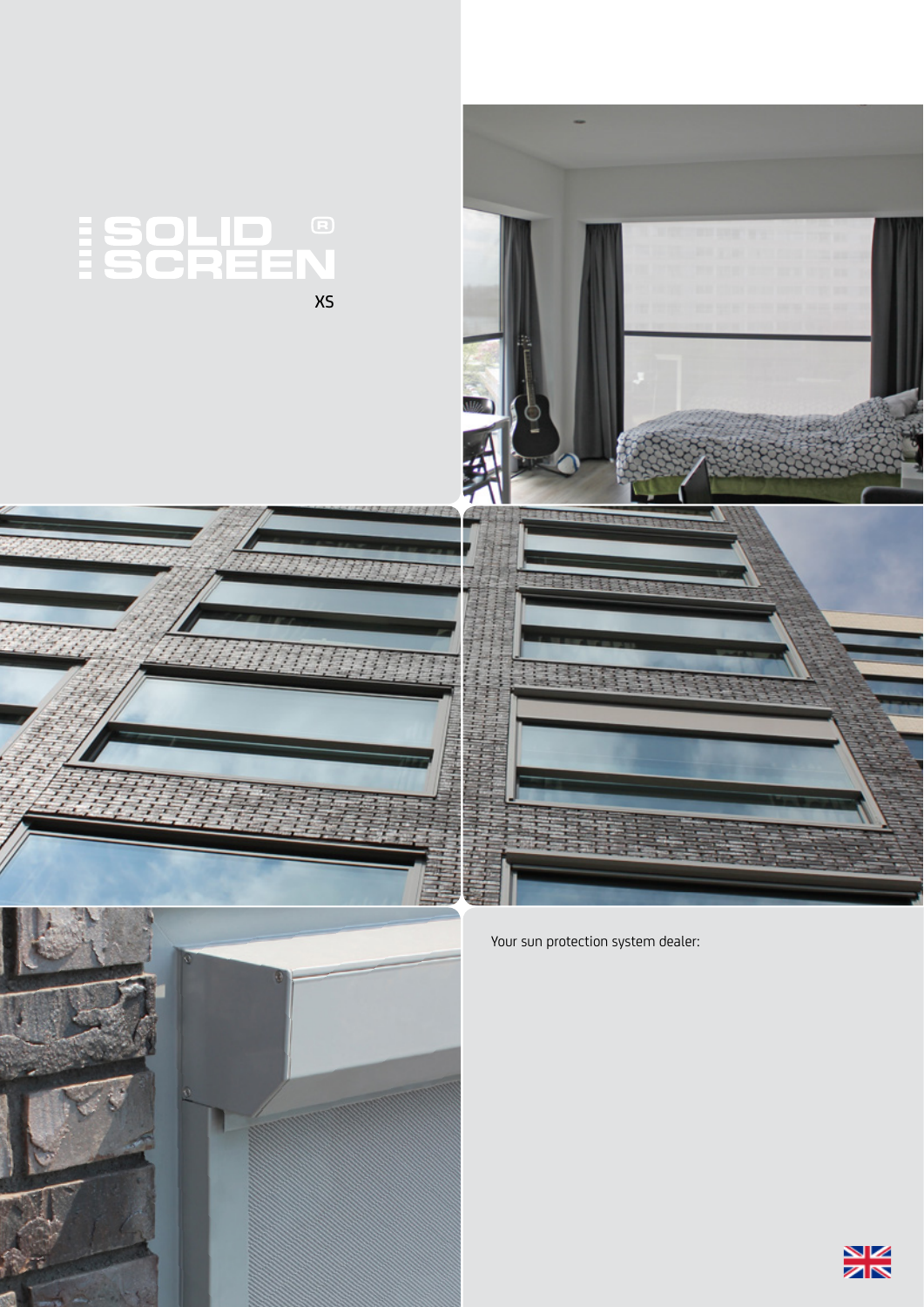# SOLID SCREEN®

XS

Your sun protection system dealer: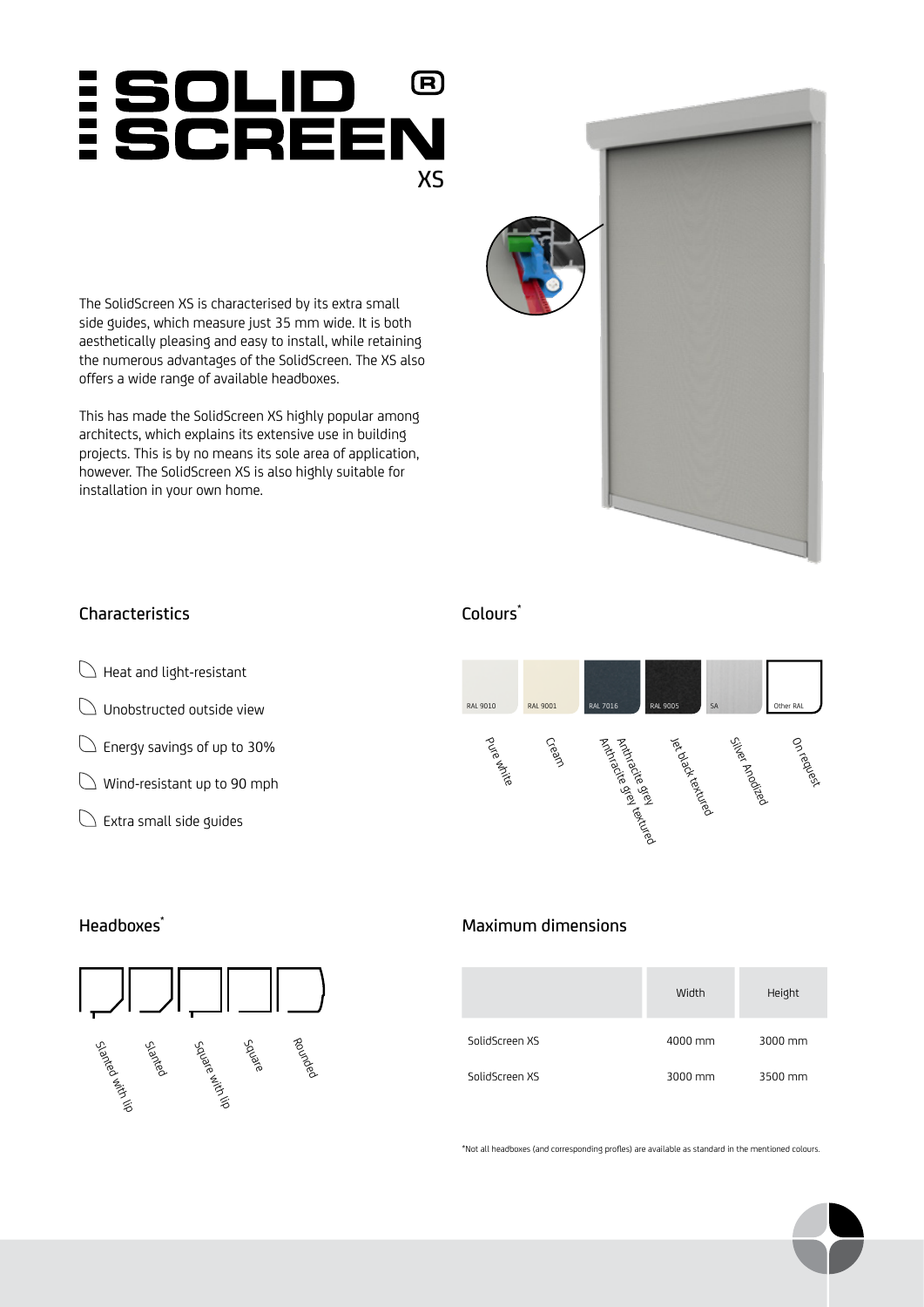# SOLID SCREEN® XS

The SolidScreen XS is characterised by its extra small side guides, which measure just 35 mm wide. It is both aesthetically pleasing and easy to install, while retaining the numerous advantages of the SolidScreen. The XS also offers a wide range of available headboxes.

This has made the SolidScreen XS highly popular among architects, which explains its extensive use in building projects. This is by no means its sole area of application, however. The SolidScreen XS is also highly suitable for installation in your own home.

## Characteristics

- Heat and light-resistant
- Unobstructed outside view
- Energy savings of up to 30%
- Wind-resistant up to 90 mph
- Extra small side guides

## Colours*

RAL 9010 — Pure white

RAL 9001 — Cream

RAL 7016 — Anthracite grey / Anthracite grey textured

RAL 9005 — Jet black textured

SA — Silver Anodized

Other RAL — On request

## Headboxes*

Slanted with lip

Slanted

Square with lip

Square

Rounded

## Maximum dimensions

| | Width | Height |
|---|---|---|
| SolidScreen XS | 4000 mm | 3000 mm |
| SolidScreen XS | 3000 mm | 3500 mm |

*Not all headboxes (and corresponding profles) are available as standard in the mentioned colours.